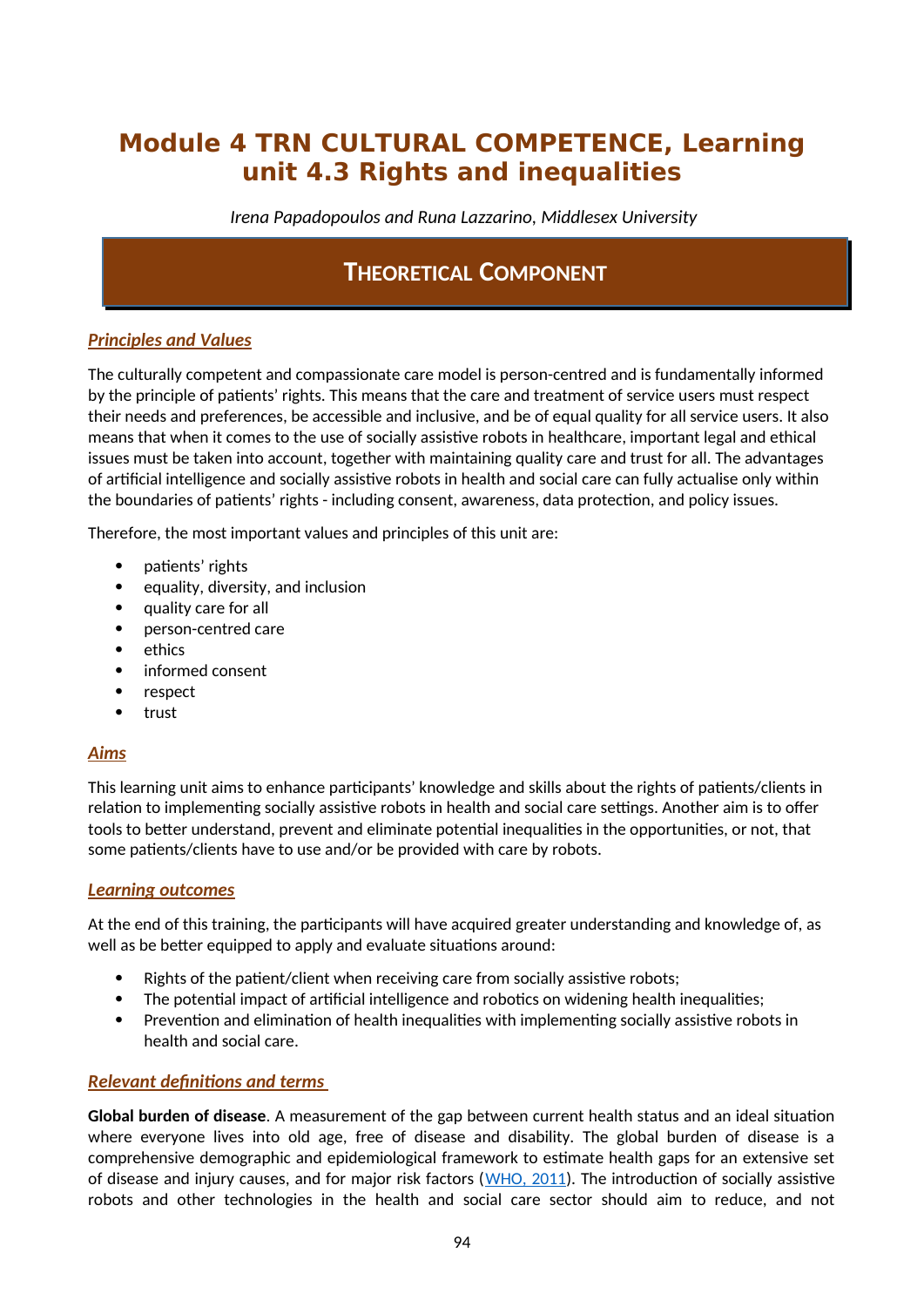# Module 4 TRN CULTURAL COMPETENCE, Learning unit 4.3 Rights and inequalities

*Irena Papadopoulos and Runa Lazzarino, Middlesex University*

## THEORETICAL COMPONENT

### *Principles and Values*

The culturally competent and compassionate care model is person-centred and is fundamentally informed by the principle of patients' rights. This means that the care and treatment of service users must respect their needs and preferences, be accessible and inclusive, and be of equal quality for all service users. It also means that when it comes to the use of socially assistive robots in healthcare, important legal and ethical issues must be taken into account, together with maintaining quality care and trust for all. The advantages of artificial intelligence and socially assistive robots in health and social care can fully actualise only within the boundaries of patients' rights - including consent, awareness, data protection, and policy issues.

Therefore, the most important values and principles of this unit are:

- patients' rights
- equality, diversity, and inclusion
- quality care for all
- person-centred care
- ethics
- informed consent
- respect
- trust

### *Aims*

This learning unit aims to enhance participants' knowledge and skills about the rights of patients/clients in relation to implementing socially assistive robots in health and social care settings. Another aim is to offer tools to better understand, prevent and eliminate potential inequalities in the opportunities, or not, that some patients/clients have to use and/or be provided with care by robots.

### *Learning outcomes*

At the end of this training, the participants will have acquired greater understanding and knowledge of, as well as be better equipped to apply and evaluate situations around:

- Rights of the patient/client when receiving care from socially assistive robots;
- The potential impact of artificial intelligence and robotics on widening health inequalities;
- Prevention and elimination of health inequalities with implementing socially assistive robots in health and social care.

### *Relevant definitions and terms*

**Global burden of disease**. A measurement of the gap between current health status and an ideal situation where everyone lives into old age, free of disease and disability. The global burden of disease is a comprehensive demographic and epidemiological framework to estimate health gaps for an extensive set of disease and injury causes, and for major risk factors (WHO, 2011). The introduction of socially assistive robots and other technologies in the health and social care sector should aim to reduce, and not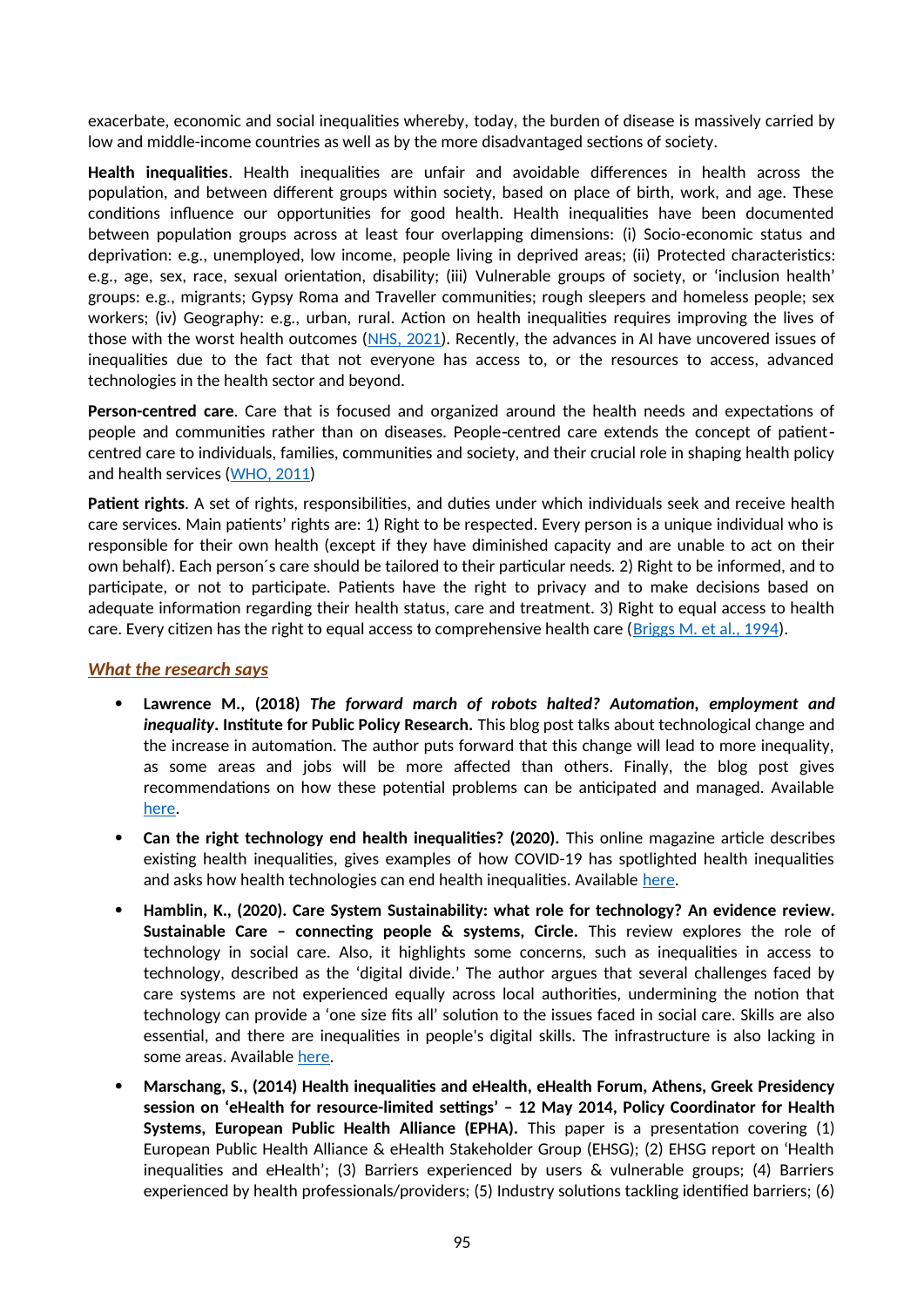exacerbate, economic and social inequalities whereby, today, the burden of disease is massively carried by low and middle-income countries as well as by the more disadvantaged sections of society.

**Health inequalities**. Health inequalities are unfair and avoidable differences in health across the population, and between different groups within society, based on place of birth, work, and age. These conditions influence our opportunities for good health. Health inequalities have been documented between population groups across at least four overlapping dimensions: (i) Socio-economic status and deprivation: e.g., unemployed, low income, people living in deprived areas; (ii) Protected characteristics: e.g., age, sex, race, sexual orientation, disability; (iii) Vulnerable groups of society, or 'inclusion health' groups: e.g., migrants; Gypsy Roma and Traveller communities; rough sleepers and homeless people; sex workers; (iv) Geography: e.g., urban, rural. Action on health inequalities requires improving the lives of those with the worst health outcomes (NHS, 2021). Recently, the advances in AI have uncovered issues of inequalities due to the fact that not everyone has access to, or the resources to access, advanced technologies in the health sector and beyond.

**Person-centred care**. Care that is focused and organized around the health needs and expectations of people and communities rather than on diseases. People-centred care extends the concept of patient-centred care to individuals, families, communities and society, and their crucial role in shaping health policy and health services (WHO, 2011)

**Patient rights**. A set of rights, responsibilities, and duties under which individuals seek and receive health care services. Main patients' rights are: 1) Right to be respected. Every person is a unique individual who is responsible for their own health (except if they have diminished capacity and are unable to act on their own behalf). Each person´s care should be tailored to their particular needs. 2) Right to be informed, and to participate, or not to participate. Patients have the right to privacy and to make decisions based on adequate information regarding their health status, care and treatment. 3) Right to equal access to health care. Every citizen has the right to equal access to comprehensive health care (Briggs M. et al., 1994).

## *What the research says*

- **Lawrence M., (2018)** ***The forward march of robots halted? Automation, employment and inequality*****. Institute for Public Policy Research.** This blog post talks about technological change and the increase in automation. The author puts forward that this change will lead to more inequality, as some areas and jobs will be more affected than others. Finally, the blog post gives recommendations on how these potential problems can be anticipated and managed. Available here.
- **Can the right technology end health inequalities? (2020).** This online magazine article describes existing health inequalities, gives examples of how COVID-19 has spotlighted health inequalities and asks how health technologies can end health inequalities. Available here.
- **Hamblin, K., (2020). Care System Sustainability: what role for technology? An evidence review. Sustainable Care – connecting people & systems, Circle.** This review explores the role of technology in social care. Also, it highlights some concerns, such as inequalities in access to technology, described as the 'digital divide.' The author argues that several challenges faced by care systems are not experienced equally across local authorities, undermining the notion that technology can provide a 'one size fits all' solution to the issues faced in social care. Skills are also essential, and there are inequalities in people's digital skills. The infrastructure is also lacking in some areas. Available here.
- **Marschang, S., (2014) Health inequalities and eHealth, eHealth Forum, Athens, Greek Presidency session on 'eHealth for resource-limited settings' – 12 May 2014, Policy Coordinator for Health Systems, European Public Health Alliance (EPHA).** This paper is a presentation covering (1) European Public Health Alliance & eHealth Stakeholder Group (EHSG); (2) EHSG report on 'Health inequalities and eHealth'; (3) Barriers experienced by users & vulnerable groups; (4) Barriers experienced by health professionals/providers; (5) Industry solutions tackling identified barriers; (6)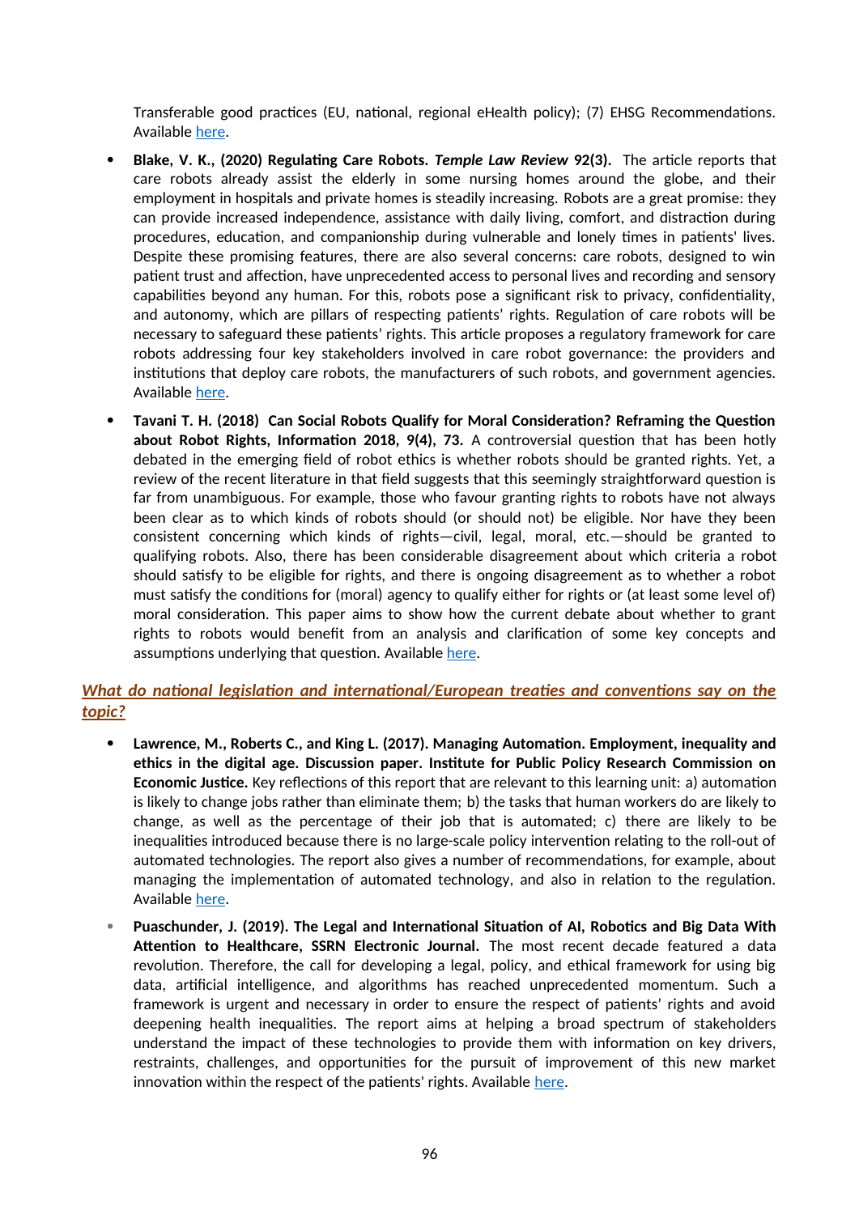Transferable good practices (EU, national, regional eHealth policy); (7) EHSG Recommendations. Available here.

- **Blake, V. K., (2020) Regulating Care Robots. *Temple Law Review* 92(3).** The article reports that care robots already assist the elderly in some nursing homes around the globe, and their employment in hospitals and private homes is steadily increasing. Robots are a great promise: they can provide increased independence, assistance with daily living, comfort, and distraction during procedures, education, and companionship during vulnerable and lonely times in patients' lives. Despite these promising features, there are also several concerns: care robots, designed to win patient trust and affection, have unprecedented access to personal lives and recording and sensory capabilities beyond any human. For this, robots pose a significant risk to privacy, confidentiality, and autonomy, which are pillars of respecting patients' rights. Regulation of care robots will be necessary to safeguard these patients' rights. This article proposes a regulatory framework for care robots addressing four key stakeholders involved in care robot governance: the providers and institutions that deploy care robots, the manufacturers of such robots, and government agencies. Available here.

- **Tavani T. H. (2018) Can Social Robots Qualify for Moral Consideration? Reframing the Question about Robot Rights, Information 2018, 9(4), 73.** A controversial question that has been hotly debated in the emerging field of robot ethics is whether robots should be granted rights. Yet, a review of the recent literature in that field suggests that this seemingly straightforward question is far from unambiguous. For example, those who favour granting rights to robots have not always been clear as to which kinds of robots should (or should not) be eligible. Nor have they been consistent concerning which kinds of rights—civil, legal, moral, etc.—should be granted to qualifying robots. Also, there has been considerable disagreement about which criteria a robot should satisfy to be eligible for rights, and there is ongoing disagreement as to whether a robot must satisfy the conditions for (moral) agency to qualify either for rights or (at least some level of) moral consideration. This paper aims to show how the current debate about whether to grant rights to robots would benefit from an analysis and clarification of some key concepts and assumptions underlying that question. Available here.

## *What do national legislation and international/European treaties and conventions say on the topic?*

- **Lawrence, M., Roberts C., and King L. (2017). Managing Automation. Employment, inequality and ethics in the digital age. Discussion paper. Institute for Public Policy Research Commission on Economic Justice.** Key reflections of this report that are relevant to this learning unit: a) automation is likely to change jobs rather than eliminate them; b) the tasks that human workers do are likely to change, as well as the percentage of their job that is automated; c) there are likely to be inequalities introduced because there is no large-scale policy intervention relating to the roll-out of automated technologies. The report also gives a number of recommendations, for example, about managing the implementation of automated technology, and also in relation to the regulation. Available here.

- **Puaschunder, J. (2019). The Legal and International Situation of AI, Robotics and Big Data With Attention to Healthcare, SSRN Electronic Journal.** The most recent decade featured a data revolution. Therefore, the call for developing a legal, policy, and ethical framework for using big data, artificial intelligence, and algorithms has reached unprecedented momentum. Such a framework is urgent and necessary in order to ensure the respect of patients' rights and avoid deepening health inequalities. The report aims at helping a broad spectrum of stakeholders understand the impact of these technologies to provide them with information on key drivers, restraints, challenges, and opportunities for the pursuit of improvement of this new market innovation within the respect of the patients' rights. Available here.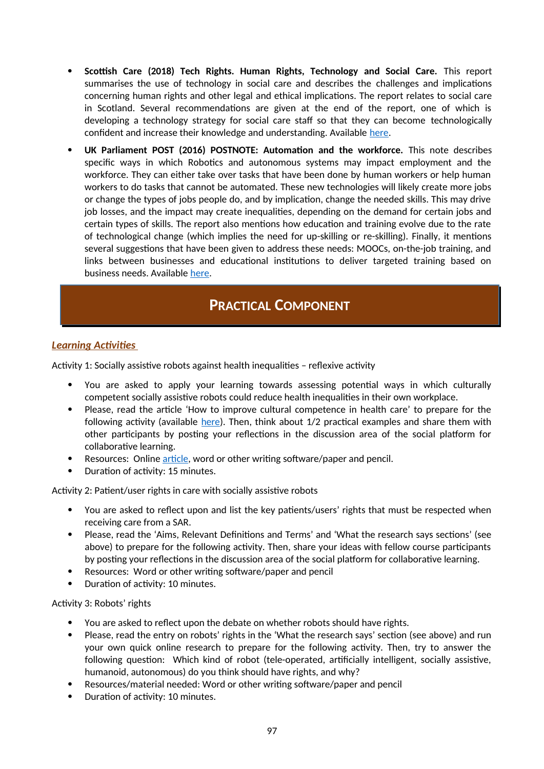- **Scottish Care (2018) Tech Rights. Human Rights, Technology and Social Care.** This report summarises the use of technology in social care and describes the challenges and implications concerning human rights and other legal and ethical implications. The report relates to social care in Scotland. Several recommendations are given at the end of the report, one of which is developing a technology strategy for social care staff so that they can become technologically confident and increase their knowledge and understanding. Available here.
- **UK Parliament POST (2016) POSTNOTE: Automation and the workforce.** This note describes specific ways in which Robotics and autonomous systems may impact employment and the workforce. They can either take over tasks that have been done by human workers or help human workers to do tasks that cannot be automated. These new technologies will likely create more jobs or change the types of jobs people do, and by implication, change the needed skills. This may drive job losses, and the impact may create inequalities, depending on the demand for certain jobs and certain types of skills. The report also mentions how education and training evolve due to the rate of technological change (which implies the need for up-skilling or re-skilling). Finally, it mentions several suggestions that have been given to address these needs: MOOCs, on-the-job training, and links between businesses and educational institutions to deliver targeted training based on business needs. Available here.

# Practical Component

## *Learning Activities*

Activity 1: Socially assistive robots against health inequalities – reflexive activity

- You are asked to apply your learning towards assessing potential ways in which culturally competent socially assistive robots could reduce health inequalities in their own workplace.
- Please, read the article 'How to improve cultural competence in health care' to prepare for the following activity (available here). Then, think about 1/2 practical examples and share them with other participants by posting your reflections in the discussion area of the social platform for collaborative learning.
- Resources: Online article, word or other writing software/paper and pencil.
- Duration of activity: 15 minutes.

Activity 2: Patient/user rights in care with socially assistive robots

- You are asked to reflect upon and list the key patients/users' rights that must be respected when receiving care from a SAR.
- Please, read the 'Aims, Relevant Definitions and Terms' and 'What the research says sections' (see above) to prepare for the following activity. Then, share your ideas with fellow course participants by posting your reflections in the discussion area of the social platform for collaborative learning.
- Resources: Word or other writing software/paper and pencil
- Duration of activity: 10 minutes.

Activity 3: Robots' rights

- You are asked to reflect upon the debate on whether robots should have rights.
- Please, read the entry on robots' rights in the 'What the research says' section (see above) and run your own quick online research to prepare for the following activity. Then, try to answer the following question: Which kind of robot (tele-operated, artificially intelligent, socially assistive, humanoid, autonomous) do you think should have rights, and why?
- Resources/material needed: Word or other writing software/paper and pencil
- Duration of activity: 10 minutes.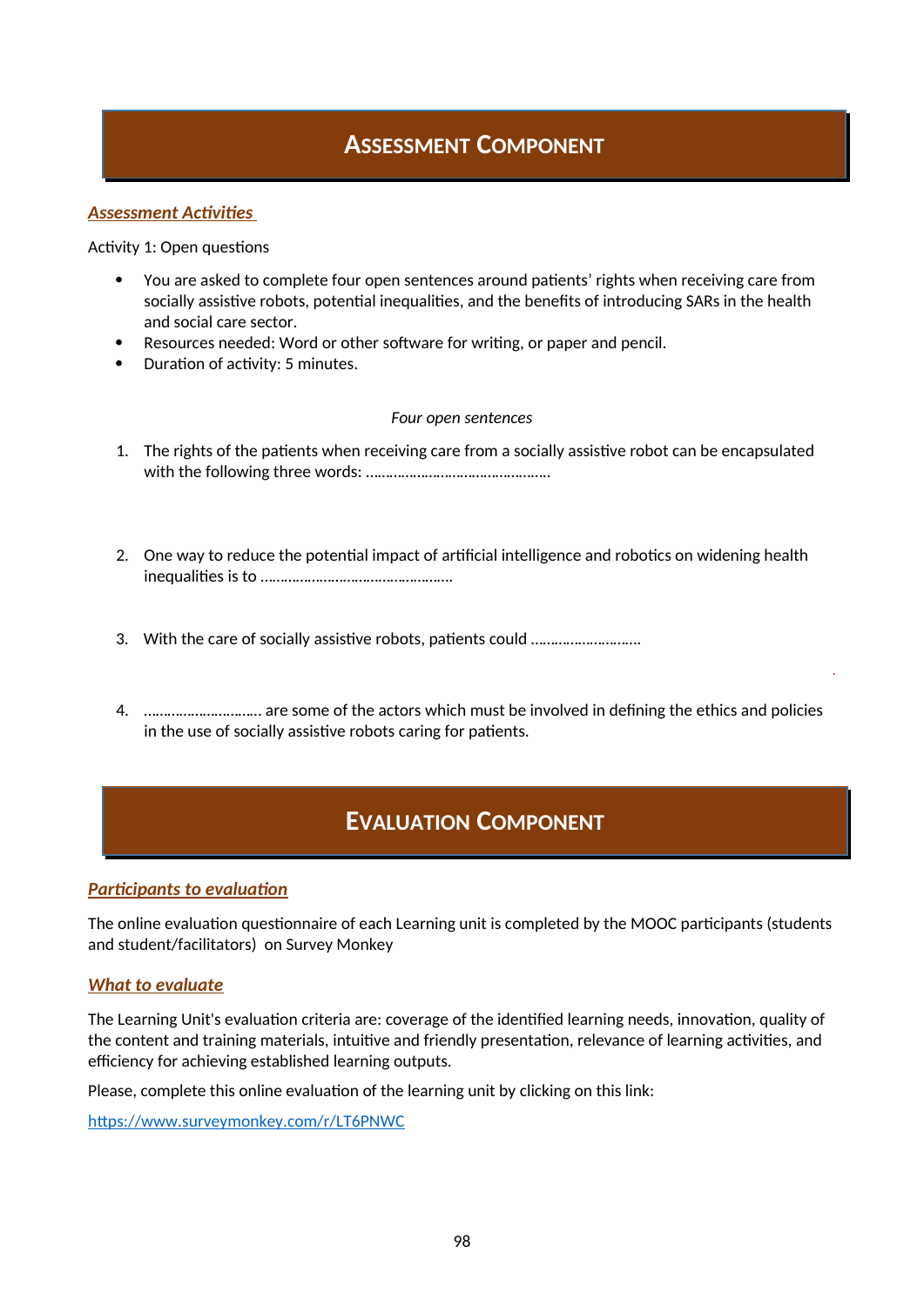# ASSESSMENT COMPONENT

## *Assessment Activities*

Activity 1: Open questions

- You are asked to complete four open sentences around patients' rights when receiving care from socially assistive robots, potential inequalities, and the benefits of introducing SARs in the health and social care sector.
- Resources needed: Word or other software for writing, or paper and pencil.
- Duration of activity: 5 minutes.

*Four open sentences*

1. The rights of the patients when receiving care from a socially assistive robot can be encapsulated with the following three words: ……………………………………….

2. One way to reduce the potential impact of artificial intelligence and robotics on widening health inequalities is to ………………………………………….

3. With the care of socially assistive robots, patients could ……………………….

4. ………………………. are some of the actors which must be involved in defining the ethics and policies in the use of socially assistive robots caring for patients.

# EVALUATION COMPONENT

## *Participants to evaluation*

The online evaluation questionnaire of each Learning unit is completed by the MOOC participants (students and student/facilitators) on Survey Monkey

## *What to evaluate*

The Learning Unit's evaluation criteria are: coverage of the identified learning needs, innovation, quality of the content and training materials, intuitive and friendly presentation, relevance of learning activities, and efficiency for achieving established learning outputs.

Please, complete this online evaluation of the learning unit by clicking on this link:

https://www.surveymonkey.com/r/LT6PNWC